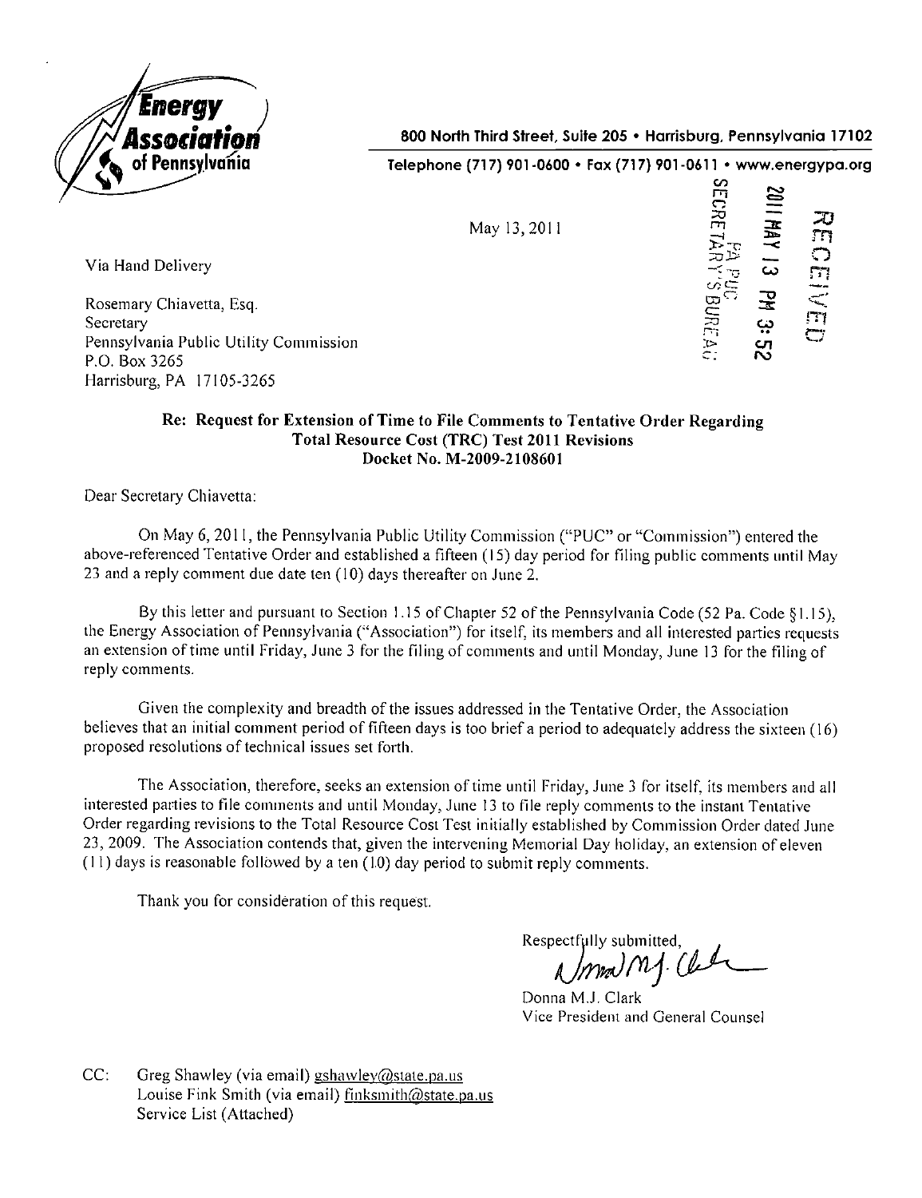**Energy Association of Pennsylvania**

800 North Third Street, Suite 205 • Harrisburg, Pennsylvania 17102

Telephone (717) 901-0600 • Fax (717) 901-0611 • www.energypa.org

May 13, 2011

RECEIVED
2011 MAY 13 PM 3:52
PA PUC
SECRETARY'S BUREAU

Via Hand Delivery

Rosemary Chiavetta, Esq.
Secretary
Pennsylvania Public Utility Commission
P.O. Box 3265
Harrisburg, PA 17105-3265

**Re: Request for Extension of Time to File Comments to Tentative Order Regarding Total Resource Cost (TRC) Test 2011 Revisions**
**Docket No. M-2009-2108601**

Dear Secretary Chiavetta:

On May 6, 2011, the Pennsylvania Public Utility Commission ("PUC" or "Commission") entered the above-referenced Tentative Order and established a fifteen (15) day period for filing public comments until May 23 and a reply comment due date ten (10) days thereafter on June 2.

By this letter and pursuant to Section 1.15 of Chapter 52 of the Pennsylvania Code (52 Pa. Code §1.15), the Energy Association of Pennsylvania ("Association") for itself, its members and all interested parties requests an extension of time until Friday, June 3 for the filing of comments and until Monday, June 13 for the filing of reply comments.

Given the complexity and breadth of the issues addressed in the Tentative Order, the Association believes that an initial comment period of fifteen days is too brief a period to adequately address the sixteen (16) proposed resolutions of technical issues set forth.

The Association, therefore, seeks an extension of time until Friday, June 3 for itself, its members and all interested parties to file comments and until Monday, June 13 to file reply comments to the instant Tentative Order regarding revisions to the Total Resource Cost Test initially established by Commission Order dated June 23, 2009. The Association contends that, given the intervening Memorial Day holiday, an extension of eleven (11) days is reasonable followed by a ten (10) day period to submit reply comments.

Thank you for consideration of this request.

Respectfully submitted,

Donna M.J. Clark
Vice President and General Counsel

CC: Greg Shawley (via email) gshawley@state.pa.us
Louise Fink Smith (via email) finksmith@state.pa.us
Service List (Attached)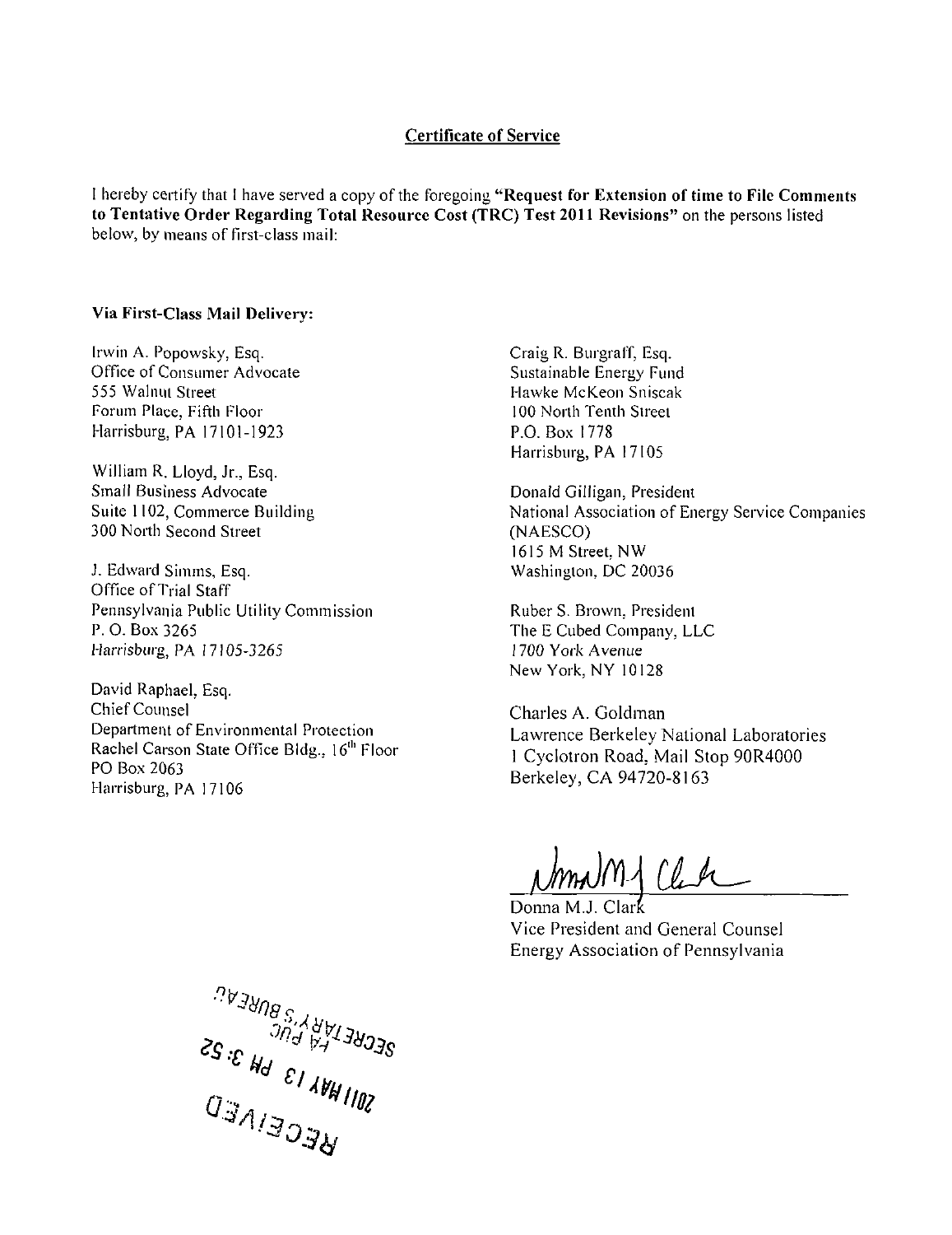## Certificate of Service

I hereby certify that I have served a copy of the foregoing **"Request for Extension of time to File Comments to Tentative Order Regarding Total Resource Cost (TRC) Test 2011 Revisions"** on the persons listed below, by means of first-class mail:

**Via First-Class Mail Delivery:**

Irwin A. Popowsky, Esq.
Office of Consumer Advocate
555 Walnut Street
Forum Place, Fifth Floor
Harrisburg, PA 17101-1923

William R. Lloyd, Jr., Esq.
Small Business Advocate
Suite 1102, Commerce Building
300 North Second Street

J. Edward Simms, Esq.
Office of Trial Staff
Pennsylvania Public Utility Commission
P. O. Box 3265
Harrisburg, PA 17105-3265

David Raphael, Esq.
Chief Counsel
Department of Environmental Protection
Rachel Carson State Office Bldg., 16th Floor
PO Box 2063
Harrisburg, PA 17106

Craig R. Burgraff, Esq.
Sustainable Energy Fund
Hawke McKeon Sniscak
100 North Tenth Street
P.O. Box 1778
Harrisburg, PA 17105

Donald Gilligan, President
National Association of Energy Service Companies (NAESCO)
1615 M Street, NW
Washington, DC 20036

Ruber S. Brown, President
The E Cubed Company, LLC
1700 York Avenue
New York, NY 10128

Charles A. Goldman
Lawrence Berkeley National Laboratories
1 Cyclotron Road, Mail Stop 90R4000
Berkeley, CA 94720-8163

Donna M.J. Clark
Vice President and General Counsel
Energy Association of Pennsylvania

RECEIVED
2011 MAY 13 PM 3:52
PA PUC
SECRETARY'S BUREAU